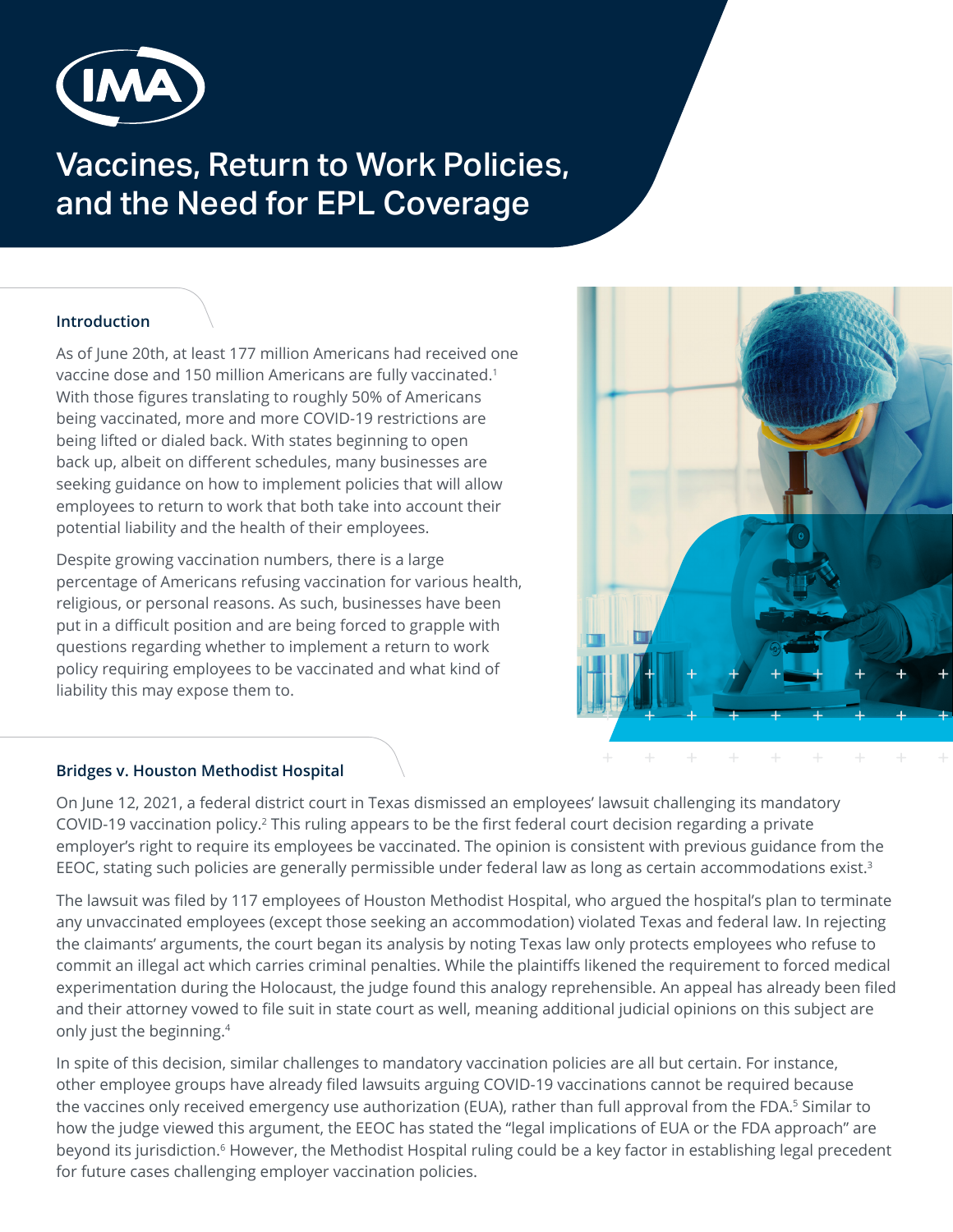# Vaccines, Return to Work Policies, and the Need for EPL Coverage

## Introduction

As of June 20th, at least 177 million Americans had received one vaccine dose and 150 million Americans are fully vaccinated.[1] With those figures translating to roughly 50% of Americans being vaccinated, more and more COVID-19 restrictions are being lifted or dialed back. With states beginning to open back up, albeit on different schedules, many businesses are seeking guidance on how to implement policies that will allow employees to return to work that both take into account their potential liability and the health of their employees.

Despite growing vaccination numbers, there is a large percentage of Americans refusing vaccination for various health, religious, or personal reasons. As such, businesses have been put in a difficult position and are being forced to grapple with questions regarding whether to implement a return to work policy requiring employees to be vaccinated and what kind of liability this may expose them to.

## Bridges v. Houston Methodist Hospital

On June 12, 2021, a federal district court in Texas dismissed an employees' lawsuit challenging its mandatory COVID-19 vaccination policy.[2] This ruling appears to be the first federal court decision regarding a private employer's right to require its employees be vaccinated. The opinion is consistent with previous guidance from the EEOC, stating such policies are generally permissible under federal law as long as certain accommodations exist.[3]

The lawsuit was filed by 117 employees of Houston Methodist Hospital, who argued the hospital's plan to terminate any unvaccinated employees (except those seeking an accommodation) violated Texas and federal law. In rejecting the claimants' arguments, the court began its analysis by noting Texas law only protects employees who refuse to commit an illegal act which carries criminal penalties. While the plaintiffs likened the requirement to forced medical experimentation during the Holocaust, the judge found this analogy reprehensible. An appeal has already been filed and their attorney vowed to file suit in state court as well, meaning additional judicial opinions on this subject are only just the beginning.[4]

In spite of this decision, similar challenges to mandatory vaccination policies are all but certain. For instance, other employee groups have already filed lawsuits arguing COVID-19 vaccinations cannot be required because the vaccines only received emergency use authorization (EUA), rather than full approval from the FDA.[5] Similar to how the judge viewed this argument, the EEOC has stated the "legal implications of EUA or the FDA approach" are beyond its jurisdiction.[6] However, the Methodist Hospital ruling could be a key factor in establishing legal precedent for future cases challenging employer vaccination policies.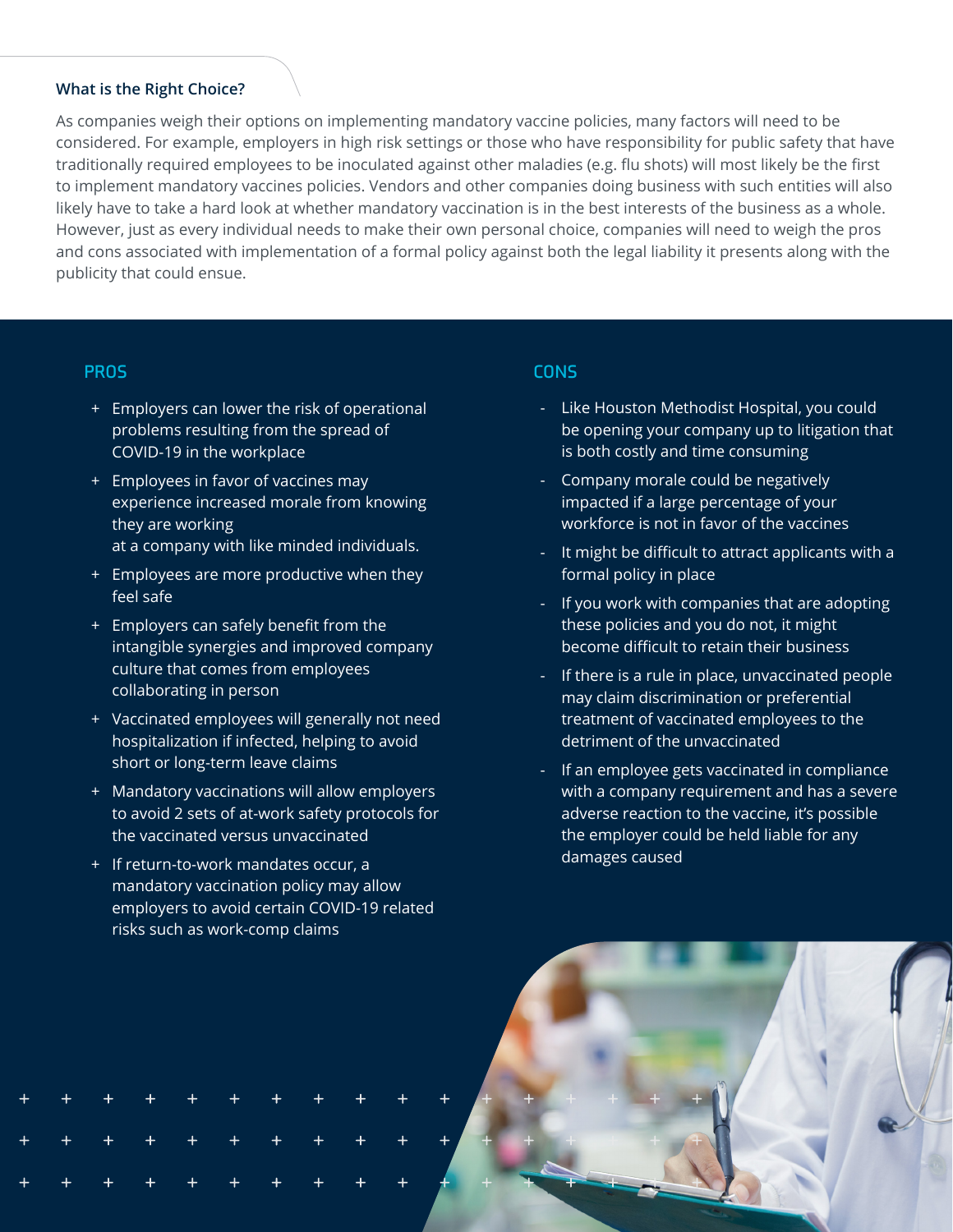### What is the Right Choice?

As companies weigh their options on implementing mandatory vaccine policies, many factors will need to be considered. For example, employers in high risk settings or those who have responsibility for public safety that have traditionally required employees to be inoculated against other maladies (e.g. flu shots) will most likely be the first to implement mandatory vaccines policies. Vendors and other companies doing business with such entities will also likely have to take a hard look at whether mandatory vaccination is in the best interests of the business as a whole. However, just as every individual needs to make their own personal choice, companies will need to weigh the pros and cons associated with implementation of a formal policy against both the legal liability it presents along with the publicity that could ensue.

#### PROS

+ Employers can lower the risk of operational problems resulting from the spread of COVID-19 in the workplace
+ Employees in favor of vaccines may experience increased morale from knowing they are working at a company with like minded individuals.
+ Employees are more productive when they feel safe
+ Employers can safely benefit from the intangible synergies and improved company culture that comes from employees collaborating in person
+ Vaccinated employees will generally not need hospitalization if infected, helping to avoid short or long-term leave claims
+ Mandatory vaccinations will allow employers to avoid 2 sets of at-work safety protocols for the vaccinated versus unvaccinated
+ If return-to-work mandates occur, a mandatory vaccination policy may allow employers to avoid certain COVID-19 related risks such as work-comp claims

#### CONS

- Like Houston Methodist Hospital, you could be opening your company up to litigation that is both costly and time consuming
- Company morale could be negatively impacted if a large percentage of your workforce is not in favor of the vaccines
- It might be difficult to attract applicants with a formal policy in place
- If you work with companies that are adopting these policies and you do not, it might become difficult to retain their business
- If there is a rule in place, unvaccinated people may claim discrimination or preferential treatment of vaccinated employees to the detriment of the unvaccinated
- If an employee gets vaccinated in compliance with a company requirement and has a severe adverse reaction to the vaccine, it's possible the employer could be held liable for any damages caused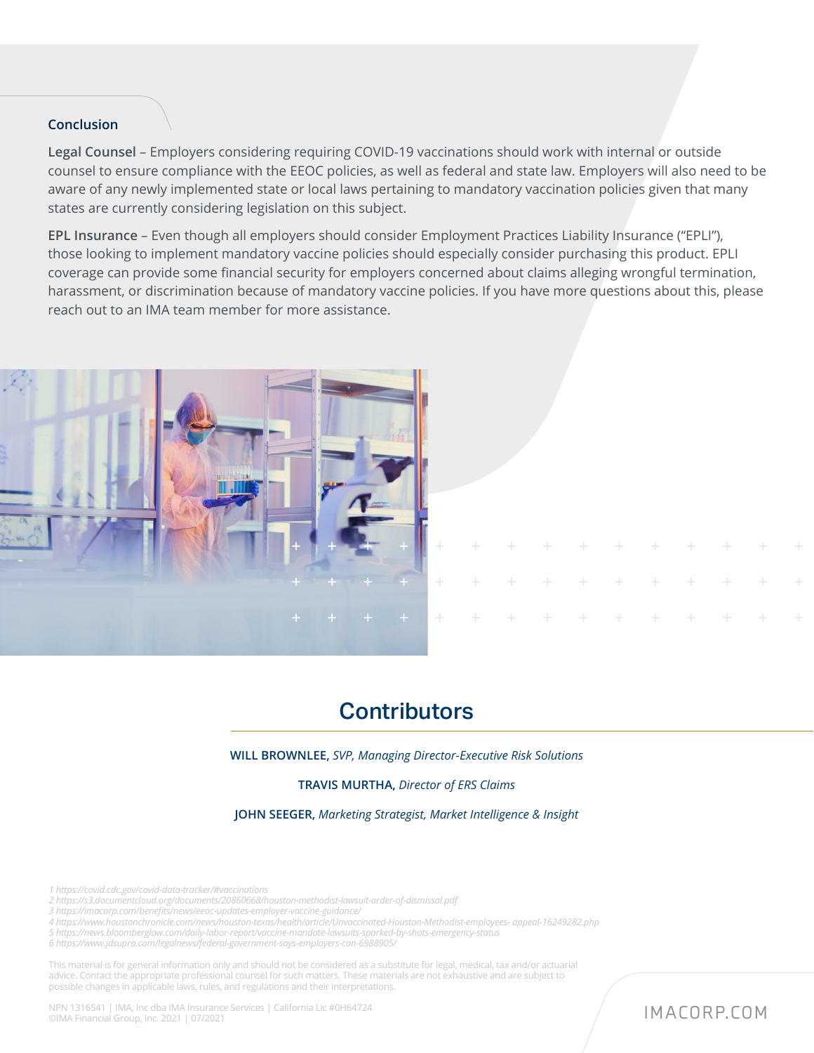## Conclusion

**Legal Counsel** – Employers considering requiring COVID-19 vaccinations should work with internal or outside counsel to ensure compliance with the EEOC policies, as well as federal and state law. Employers will also need to be aware of any newly implemented state or local laws pertaining to mandatory vaccination policies given that many states are currently considering legislation on this subject.

**EPL Insurance** – Even though all employers should consider Employment Practices Liability Insurance ("EPLI"), those looking to implement mandatory vaccine policies should especially consider purchasing this product. EPLI coverage can provide some financial security for employers concerned about claims alleging wrongful termination, harassment, or discrimination because of mandatory vaccine policies. If you have more questions about this, please reach out to an IMA team member for more assistance.

## Contributors

**WILL BROWNLEE,** *SVP, Managing Director-Executive Risk Solutions*

**TRAVIS MURTHA,** *Director of ERS Claims*

**JOHN SEEGER,** *Marketing Strategist, Market Intelligence & Insight*

*1 https://covid.cdc.gov/covid-data-tracker/#vaccinations*
*2 https://s3.documentcloud.org/documents/20860668/houston-methodist-lawsuit-order-of-dismissal.pdf*
*3 https://imacorp.com/benefits/news/eeoc-updates-employer-vaccine-guidance/*
*4 https://www.houstonchronicle.com/news/houston-texas/health/article/Unvaccinated-Houston-Methodist-employees- appeal-16249282.php*
*5 https://news.bloomberglaw.com/daily-labor-report/vaccine-mandate-lawsuits-sparked-by-shots-emergency-status*
*6 https://www.jdsupra.com/legalnews/federal-government-says-employers-can-6988905/*

This material is for general information only and should not be considered as a substitute for legal, medical, tax and/or actuarial advice. Contact the appropriate professional counsel for such matters. These materials are not exhaustive and are subject to possible changes in applicable laws, rules, and regulations and their interpretations.

NPN 1316541 | IMA, Inc dba IMA Insurance Services | California Lic #0H64724
©IMA Financial Group, Inc. 2021 | 07/2021

IMACORP.COM